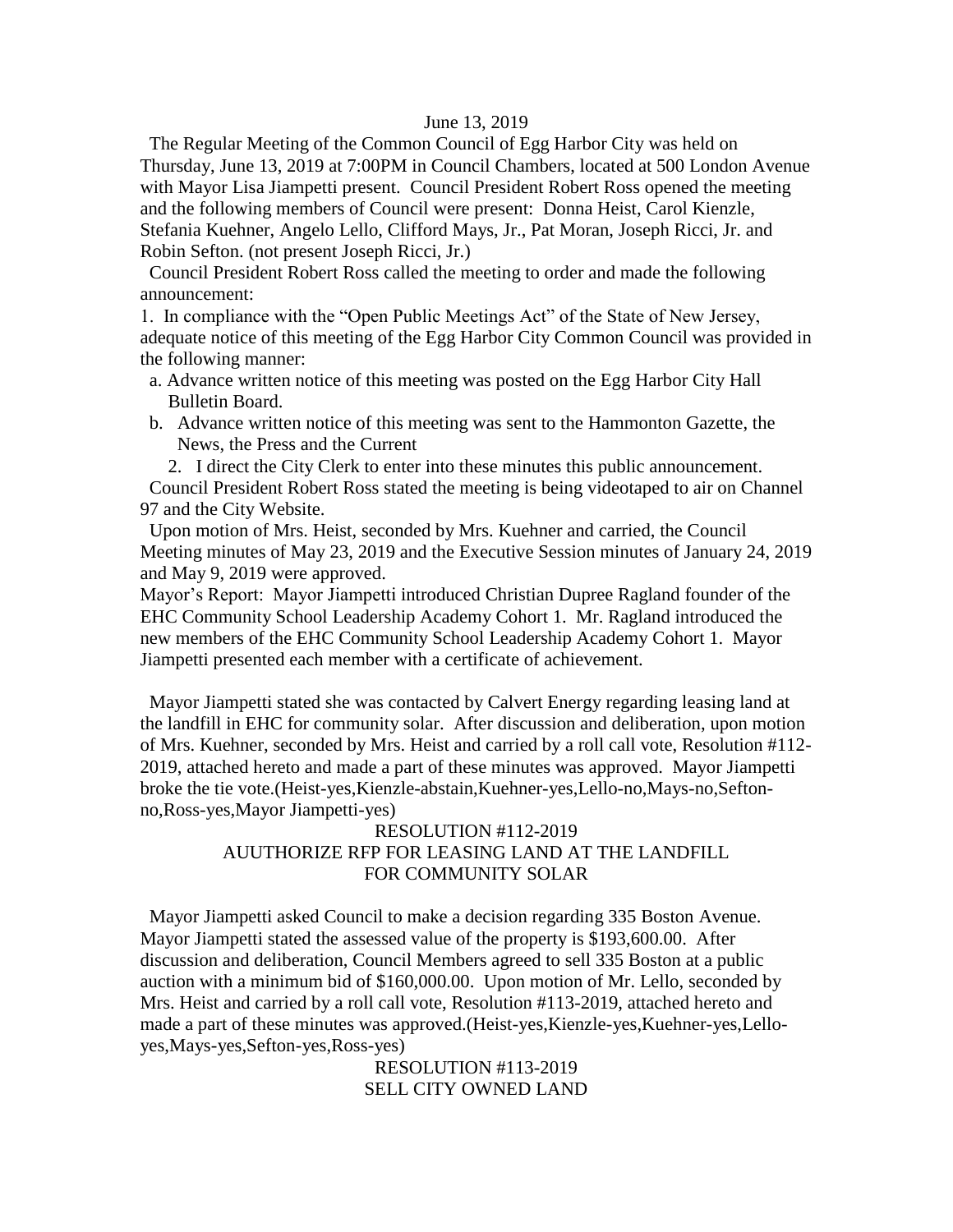June 13, 2019

The Regular Meeting of the Common Council of Egg Harbor City was held on Thursday, June 13, 2019 at 7:00PM in Council Chambers, located at 500 London Avenue with Mayor Lisa Jiampetti present. Council President Robert Ross opened the meeting and the following members of Council were present: Donna Heist, Carol Kienzle, Stefania Kuehner, Angelo Lello, Clifford Mays, Jr., Pat Moran, Joseph Ricci, Jr. and Robin Sefton. (not present Joseph Ricci, Jr.)

Council President Robert Ross called the meeting to order and made the following announcement:

1. In compliance with the "Open Public Meetings Act" of the State of New Jersey, adequate notice of this meeting of the Egg Harbor City Common Council was provided in the following manner:
   a. Advance written notice of this meeting was posted on the Egg Harbor City Hall Bulletin Board.
   b. Advance written notice of this meeting was sent to the Hammonton Gazette, the News, the Press and the Current
2. I direct the City Clerk to enter into these minutes this public announcement.

Council President Robert Ross stated the meeting is being videotaped to air on Channel 97 and the City Website.

Upon motion of Mrs. Heist, seconded by Mrs. Kuehner and carried, the Council Meeting minutes of May 23, 2019 and the Executive Session minutes of January 24, 2019 and May 9, 2019 were approved.

Mayor's Report: Mayor Jiampetti introduced Christian Dupree Ragland founder of the EHC Community School Leadership Academy Cohort 1. Mr. Ragland introduced the new members of the EHC Community School Leadership Academy Cohort 1. Mayor Jiampetti presented each member with a certificate of achievement.

Mayor Jiampetti stated she was contacted by Calvert Energy regarding leasing land at the landfill in EHC for community solar. After discussion and deliberation, upon motion of Mrs. Kuehner, seconded by Mrs. Heist and carried by a roll call vote, Resolution #112-2019, attached hereto and made a part of these minutes was approved. Mayor Jiampetti broke the tie vote.(Heist-yes,Kienzle-abstain,Kuehner-yes,Lello-no,Mays-no,Sefton-no,Ross-yes,Mayor Jiampetti-yes)

RESOLUTION #112-2019
AUUTHORIZE RFP FOR LEASING LAND AT THE LANDFILL
FOR COMMUNITY SOLAR

Mayor Jiampetti asked Council to make a decision regarding 335 Boston Avenue. Mayor Jiampetti stated the assessed value of the property is $193,600.00. After discussion and deliberation, Council Members agreed to sell 335 Boston at a public auction with a minimum bid of $160,000.00. Upon motion of Mr. Lello, seconded by Mrs. Heist and carried by a roll call vote, Resolution #113-2019, attached hereto and made a part of these minutes was approved.(Heist-yes,Kienzle-yes,Kuehner-yes,Lello-yes,Mays-yes,Sefton-yes,Ross-yes)

RESOLUTION #113-2019
SELL CITY OWNED LAND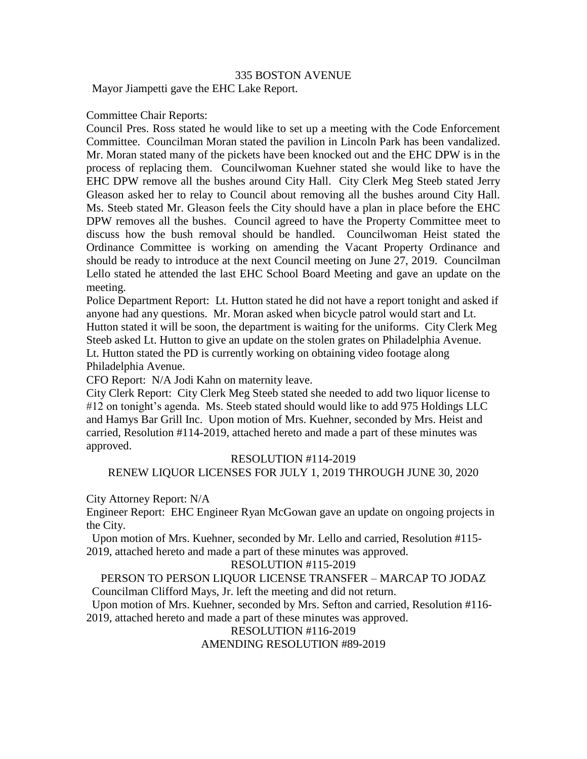335 BOSTON AVENUE

Mayor Jiampetti gave the EHC Lake Report.

Committee Chair Reports:

Council Pres. Ross stated he would like to set up a meeting with the Code Enforcement Committee. Councilman Moran stated the pavilion in Lincoln Park has been vandalized. Mr. Moran stated many of the pickets have been knocked out and the EHC DPW is in the process of replacing them. Councilwoman Kuehner stated she would like to have the EHC DPW remove all the bushes around City Hall. City Clerk Meg Steeb stated Jerry Gleason asked her to relay to Council about removing all the bushes around City Hall. Ms. Steeb stated Mr. Gleason feels the City should have a plan in place before the EHC DPW removes all the bushes. Council agreed to have the Property Committee meet to discuss how the bush removal should be handled. Councilwoman Heist stated the Ordinance Committee is working on amending the Vacant Property Ordinance and should be ready to introduce at the next Council meeting on June 27, 2019. Councilman Lello stated he attended the last EHC School Board Meeting and gave an update on the meeting.

Police Department Report: Lt. Hutton stated he did not have a report tonight and asked if anyone had any questions. Mr. Moran asked when bicycle patrol would start and Lt. Hutton stated it will be soon, the department is waiting for the uniforms. City Clerk Meg Steeb asked Lt. Hutton to give an update on the stolen grates on Philadelphia Avenue. Lt. Hutton stated the PD is currently working on obtaining video footage along Philadelphia Avenue.

CFO Report: N/A Jodi Kahn on maternity leave.

City Clerk Report: City Clerk Meg Steeb stated she needed to add two liquor license to #12 on tonight's agenda. Ms. Steeb stated should would like to add 975 Holdings LLC and Hamys Bar Grill Inc. Upon motion of Mrs. Kuehner, seconded by Mrs. Heist and carried, Resolution #114-2019, attached hereto and made a part of these minutes was approved.

RESOLUTION #114-2019

RENEW LIQUOR LICENSES FOR JULY 1, 2019 THROUGH JUNE 30, 2020

City Attorney Report: N/A

Engineer Report: EHC Engineer Ryan McGowan gave an update on ongoing projects in the City.

Upon motion of Mrs. Kuehner, seconded by Mr. Lello and carried, Resolution #115-2019, attached hereto and made a part of these minutes was approved.

RESOLUTION #115-2019

PERSON TO PERSON LIQUOR LICENSE TRANSFER – MARCAP TO JODAZ

Councilman Clifford Mays, Jr. left the meeting and did not return.

Upon motion of Mrs. Kuehner, seconded by Mrs. Sefton and carried, Resolution #116-2019, attached hereto and made a part of these minutes was approved.

RESOLUTION #116-2019

AMENDING RESOLUTION #89-2019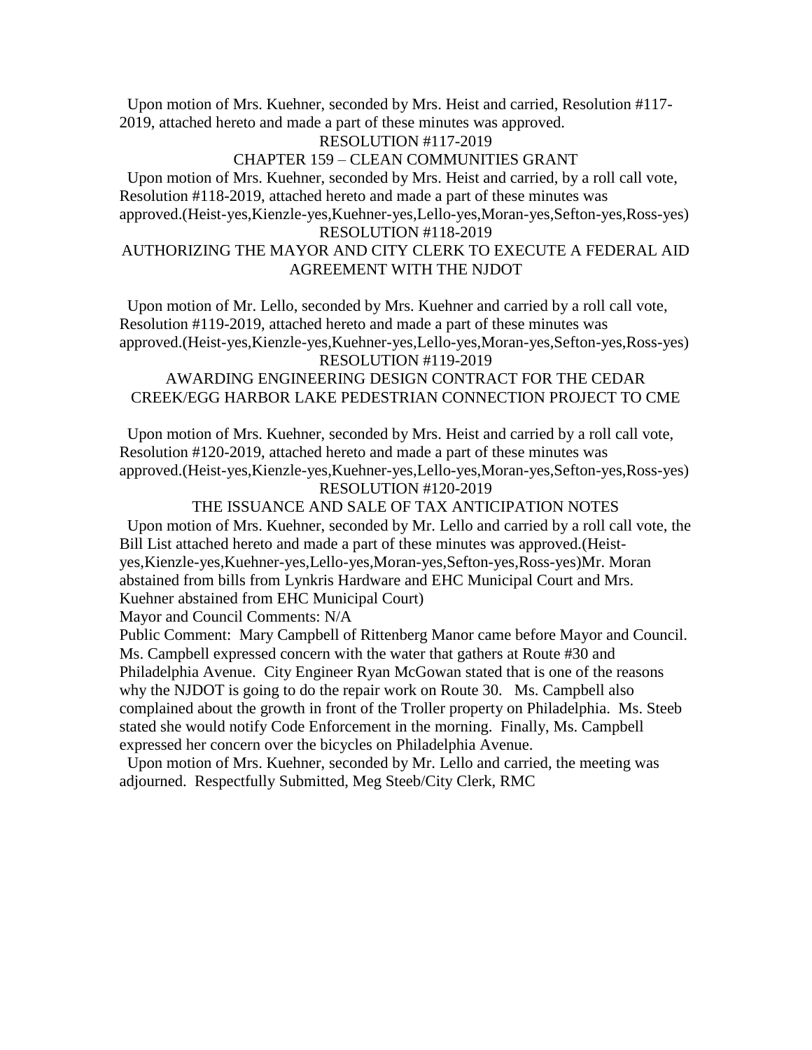Upon motion of Mrs. Kuehner, seconded by Mrs. Heist and carried, Resolution #117-2019, attached hereto and made a part of these minutes was approved.

RESOLUTION #117-2019

CHAPTER 159 – CLEAN COMMUNITIES GRANT

Upon motion of Mrs. Kuehner, seconded by Mrs. Heist and carried, by a roll call vote, Resolution #118-2019, attached hereto and made a part of these minutes was approved.(Heist-yes,Kienzle-yes,Kuehner-yes,Lello-yes,Moran-yes,Sefton-yes,Ross-yes)

RESOLUTION #118-2019

AUTHORIZING THE MAYOR AND CITY CLERK TO EXECUTE A FEDERAL AID AGREEMENT WITH THE NJDOT

Upon motion of Mr. Lello, seconded by Mrs. Kuehner and carried by a roll call vote, Resolution #119-2019, attached hereto and made a part of these minutes was approved.(Heist-yes,Kienzle-yes,Kuehner-yes,Lello-yes,Moran-yes,Sefton-yes,Ross-yes)

RESOLUTION #119-2019

AWARDING ENGINEERING DESIGN CONTRACT FOR THE CEDAR CREEK/EGG HARBOR LAKE PEDESTRIAN CONNECTION PROJECT TO CME

Upon motion of Mrs. Kuehner, seconded by Mrs. Heist and carried by a roll call vote, Resolution #120-2019, attached hereto and made a part of these minutes was approved.(Heist-yes,Kienzle-yes,Kuehner-yes,Lello-yes,Moran-yes,Sefton-yes,Ross-yes)

RESOLUTION #120-2019

THE ISSUANCE AND SALE OF TAX ANTICIPATION NOTES

Upon motion of Mrs. Kuehner, seconded by Mr. Lello and carried by a roll call vote, the Bill List attached hereto and made a part of these minutes was approved.(Heist-yes,Kienzle-yes,Kuehner-yes,Lello-yes,Moran-yes,Sefton-yes,Ross-yes)Mr. Moran abstained from bills from Lynkris Hardware and EHC Municipal Court and Mrs. Kuehner abstained from EHC Municipal Court)

Mayor and Council Comments: N/A

Public Comment: Mary Campbell of Rittenberg Manor came before Mayor and Council. Ms. Campbell expressed concern with the water that gathers at Route #30 and Philadelphia Avenue. City Engineer Ryan McGowan stated that is one of the reasons why the NJDOT is going to do the repair work on Route 30. Ms. Campbell also complained about the growth in front of the Troller property on Philadelphia. Ms. Steeb stated she would notify Code Enforcement in the morning. Finally, Ms. Campbell expressed her concern over the bicycles on Philadelphia Avenue.

Upon motion of Mrs. Kuehner, seconded by Mr. Lello and carried, the meeting was adjourned. Respectfully Submitted, Meg Steeb/City Clerk, RMC